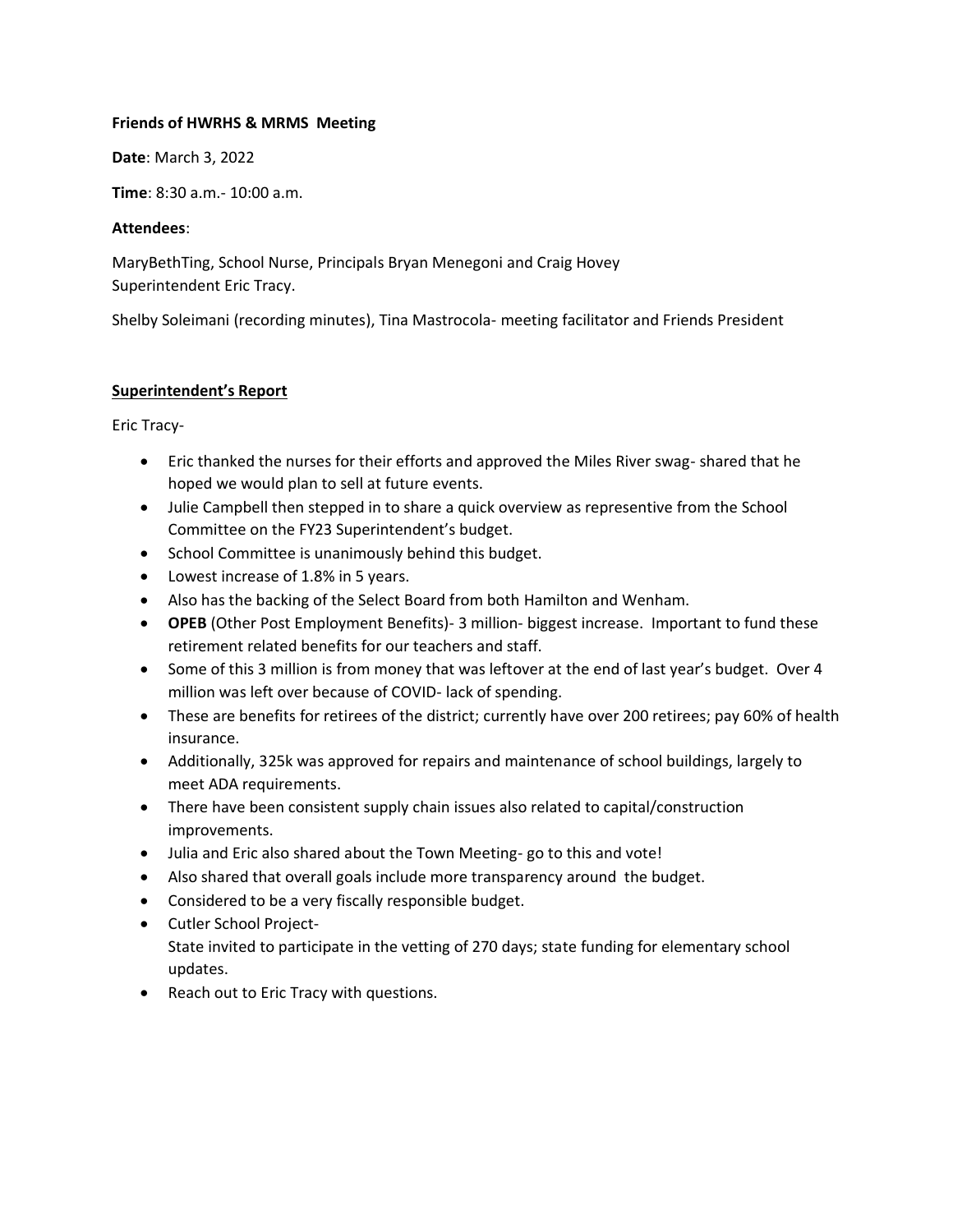**Friends of HWRHS & MRMS Meeting**

**Date**: March 3, 2022

**Time**: 8:30 a.m.- 10:00 a.m.

**Attendees**:

MaryBethTing, School Nurse, Principals Bryan Menegoni and Craig Hovey
Superintendent Eric Tracy.

Shelby Soleimani (recording minutes), Tina Mastrocola- meeting facilitator and Friends President

## Superintendent's Report

Eric Tracy-

- Eric thanked the nurses for their efforts and approved the Miles River swag- shared that he hoped we would plan to sell at future events.
- Julie Campbell then stepped in to share a quick overview as representive from the School Committee on the FY23 Superintendent's budget.
- School Committee is unanimously behind this budget.
- Lowest increase of 1.8% in 5 years.
- Also has the backing of the Select Board from both Hamilton and Wenham.
- **OPEB** (Other Post Employment Benefits)- 3 million- biggest increase. Important to fund these retirement related benefits for our teachers and staff.
- Some of this 3 million is from money that was leftover at the end of last year's budget. Over 4 million was left over because of COVID- lack of spending.
- These are benefits for retirees of the district; currently have over 200 retirees; pay 60% of health insurance.
- Additionally, 325k was approved for repairs and maintenance of school buildings, largely to meet ADA requirements.
- There have been consistent supply chain issues also related to capital/construction improvements.
- Julia and Eric also shared about the Town Meeting- go to this and vote!
- Also shared that overall goals include more transparency around the budget.
- Considered to be a very fiscally responsible budget.
- Cutler School Project-
  State invited to participate in the vetting of 270 days; state funding for elementary school updates.
- Reach out to Eric Tracy with questions.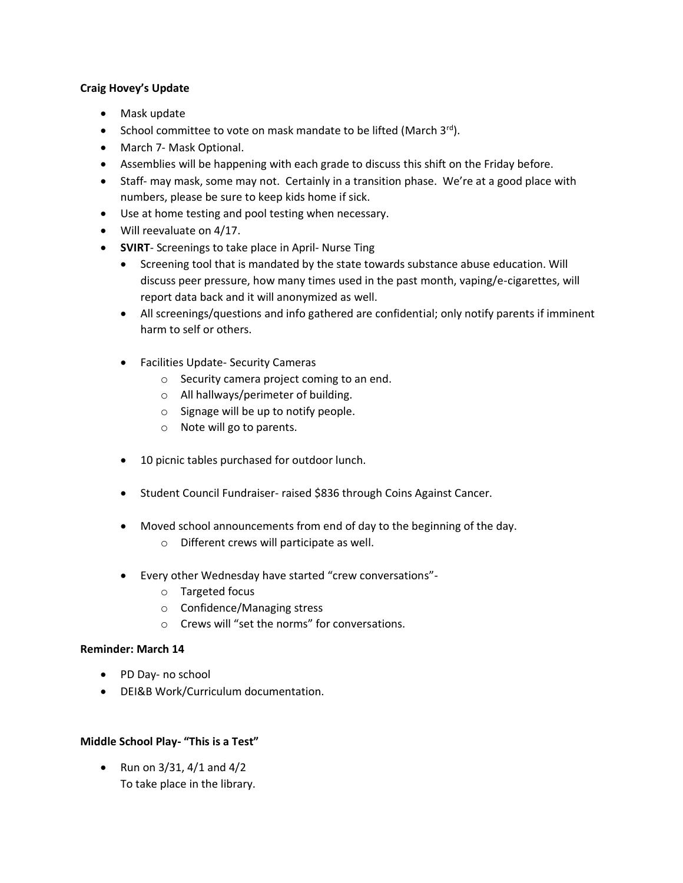**Craig Hovey's Update**

- Mask update
- School committee to vote on mask mandate to be lifted (March 3rd).
- March 7- Mask Optional.
- Assemblies will be happening with each grade to discuss this shift on the Friday before.
- Staff- may mask, some may not. Certainly in a transition phase. We're at a good place with numbers, please be sure to keep kids home if sick.
- Use at home testing and pool testing when necessary.
- Will reevaluate on 4/17.
- **SVIRT**- Screenings to take place in April- Nurse Ting
  - Screening tool that is mandated by the state towards substance abuse education. Will discuss peer pressure, how many times used in the past month, vaping/e-cigarettes, will report data back and it will anonymized as well.
  - All screenings/questions and info gathered are confidential; only notify parents if imminent harm to self or others.
  - Facilities Update- Security Cameras
    - Security camera project coming to an end.
    - All hallways/perimeter of building.
    - Signage will be up to notify people.
    - Note will go to parents.
  - 10 picnic tables purchased for outdoor lunch.
  - Student Council Fundraiser- raised $836 through Coins Against Cancer.
  - Moved school announcements from end of day to the beginning of the day.
    - Different crews will participate as well.
  - Every other Wednesday have started "crew conversations"-
    - Targeted focus
    - Confidence/Managing stress
    - Crews will "set the norms" for conversations.

**Reminder: March 14**

- PD Day- no school
- DEI&B Work/Curriculum documentation.

**Middle School Play- "This is a Test"**

- Run on 3/31, 4/1 and 4/2
  To take place in the library.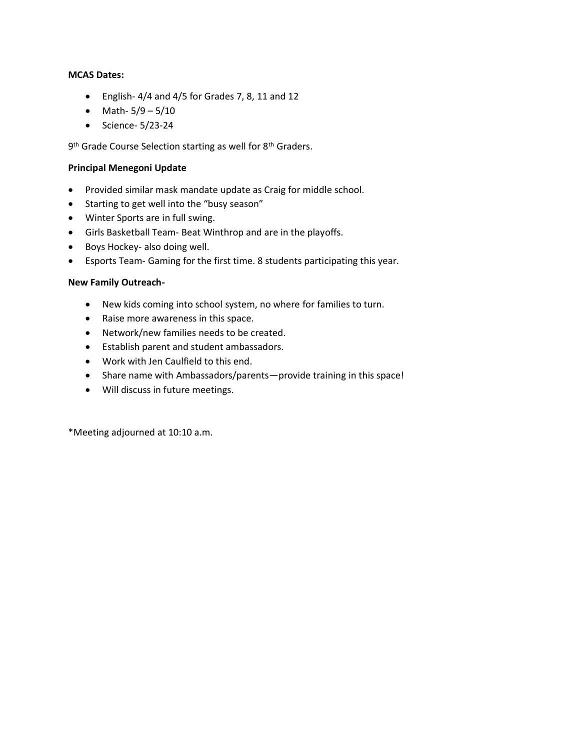**MCAS Dates:**

- English- 4/4 and 4/5 for Grades 7, 8, 11 and 12
- Math- 5/9 – 5/10
- Science- 5/23-24

9th Grade Course Selection starting as well for 8th Graders.

**Principal Menegoni Update**

- Provided similar mask mandate update as Craig for middle school.
- Starting to get well into the "busy season"
- Winter Sports are in full swing.
- Girls Basketball Team- Beat Winthrop and are in the playoffs.
- Boys Hockey- also doing well.
- Esports Team- Gaming for the first time. 8 students participating this year.

**New Family Outreach-**

- New kids coming into school system, no where for families to turn.
- Raise more awareness in this space.
- Network/new families needs to be created.
- Establish parent and student ambassadors.
- Work with Jen Caulfield to this end.
- Share name with Ambassadors/parents—provide training in this space!
- Will discuss in future meetings.

*Meeting adjourned at 10:10 a.m.